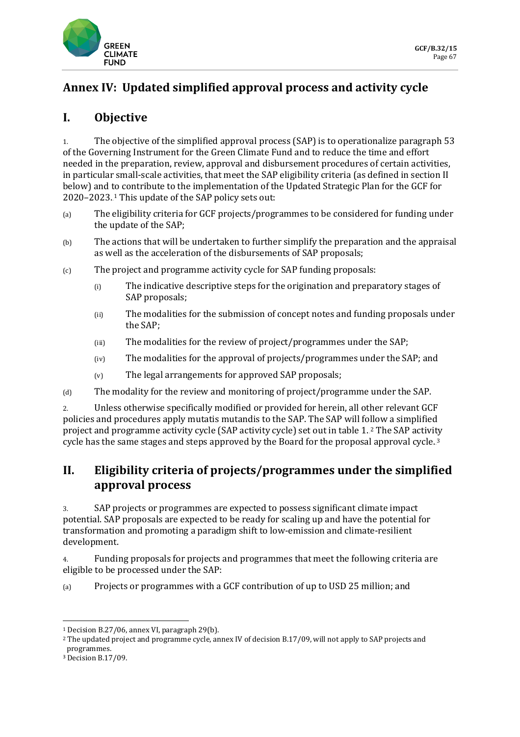# Annex IV: Updated simplified approval process and activity cycle

## I. Objective

1. The objective of the simplified approval process (SAP) is to operationalize paragraph 53 of the Governing Instrument for the Green Climate Fund and to reduce the time and effort needed in the preparation, review, approval and disbursement procedures of certain activities, in particular small-scale activities, that meet the SAP eligibility criteria (as defined in section II below) and to contribute to the implementation of the Updated Strategic Plan for the GCF for 2020–2023.[1] This update of the SAP policy sets out:

(a) The eligibility criteria for GCF projects/programmes to be considered for funding under the update of the SAP;

(b) The actions that will be undertaken to further simplify the preparation and the appraisal as well as the acceleration of the disbursements of SAP proposals;

(c) The project and programme activity cycle for SAP funding proposals:

  (i) The indicative descriptive steps for the origination and preparatory stages of SAP proposals;

  (ii) The modalities for the submission of concept notes and funding proposals under the SAP;

  (iii) The modalities for the review of project/programmes under the SAP;

  (iv) The modalities for the approval of projects/programmes under the SAP; and

  (v) The legal arrangements for approved SAP proposals;

(d) The modality for the review and monitoring of project/programme under the SAP.

2. Unless otherwise specifically modified or provided for herein, all other relevant GCF policies and procedures apply mutatis mutandis to the SAP. The SAP will follow a simplified project and programme activity cycle (SAP activity cycle) set out in table 1.[2] The SAP activity cycle has the same stages and steps approved by the Board for the proposal approval cycle.[3]

## II. Eligibility criteria of projects/programmes under the simplified approval process

3. SAP projects or programmes are expected to possess significant climate impact potential. SAP proposals are expected to be ready for scaling up and have the potential for transformation and promoting a paradigm shift to low-emission and climate-resilient development.

4. Funding proposals for projects and programmes that meet the following criteria are eligible to be processed under the SAP:

(a) Projects or programmes with a GCF contribution of up to USD 25 million; and

---

[1] Decision B.27/06, annex VI, paragraph 29(b).

[2] The updated project and programme cycle, annex IV of decision B.17/09, will not apply to SAP projects and programmes.

[3] Decision B.17/09.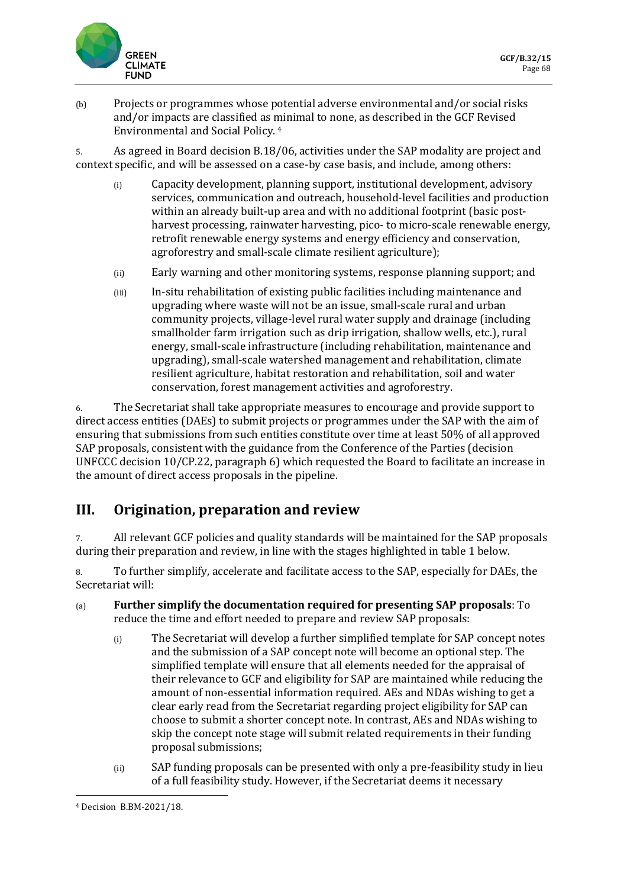(b) Projects or programmes whose potential adverse environmental and/or social risks and/or impacts are classified as minimal to none, as described in the GCF Revised Environmental and Social Policy.[4]

5. As agreed in Board decision B.18/06, activities under the SAP modality are project and context specific, and will be assessed on a case-by case basis, and include, among others:

(i) Capacity development, planning support, institutional development, advisory services, communication and outreach, household-level facilities and production within an already built-up area and with no additional footprint (basic post-harvest processing, rainwater harvesting, pico- to micro-scale renewable energy, retrofit renewable energy systems and energy efficiency and conservation, agroforestry and small-scale climate resilient agriculture);

(ii) Early warning and other monitoring systems, response planning support; and

(iii) In-situ rehabilitation of existing public facilities including maintenance and upgrading where waste will not be an issue, small-scale rural and urban community projects, village-level rural water supply and drainage (including smallholder farm irrigation such as drip irrigation, shallow wells, etc.), rural energy, small-scale infrastructure (including rehabilitation, maintenance and upgrading), small-scale watershed management and rehabilitation, climate resilient agriculture, habitat restoration and rehabilitation, soil and water conservation, forest management activities and agroforestry.

6. The Secretariat shall take appropriate measures to encourage and provide support to direct access entities (DAEs) to submit projects or programmes under the SAP with the aim of ensuring that submissions from such entities constitute over time at least 50% of all approved SAP proposals, consistent with the guidance from the Conference of the Parties (decision UNFCCC decision 10/CP.22, paragraph 6) which requested the Board to facilitate an increase in the amount of direct access proposals in the pipeline.

## III. Origination, preparation and review

7. All relevant GCF policies and quality standards will be maintained for the SAP proposals during their preparation and review, in line with the stages highlighted in table 1 below.

8. To further simplify, accelerate and facilitate access to the SAP, especially for DAEs, the Secretariat will:

(a) **Further simplify the documentation required for presenting SAP proposals**: To reduce the time and effort needed to prepare and review SAP proposals:

(i) The Secretariat will develop a further simplified template for SAP concept notes and the submission of a SAP concept note will become an optional step. The simplified template will ensure that all elements needed for the appraisal of their relevance to GCF and eligibility for SAP are maintained while reducing the amount of non-essential information required. AEs and NDAs wishing to get a clear early read from the Secretariat regarding project eligibility for SAP can choose to submit a shorter concept note. In contrast, AEs and NDAs wishing to skip the concept note stage will submit related requirements in their funding proposal submissions;

(ii) SAP funding proposals can be presented with only a pre-feasibility study in lieu of a full feasibility study. However, if the Secretariat deems it necessary

[4] Decision B.BM-2021/18.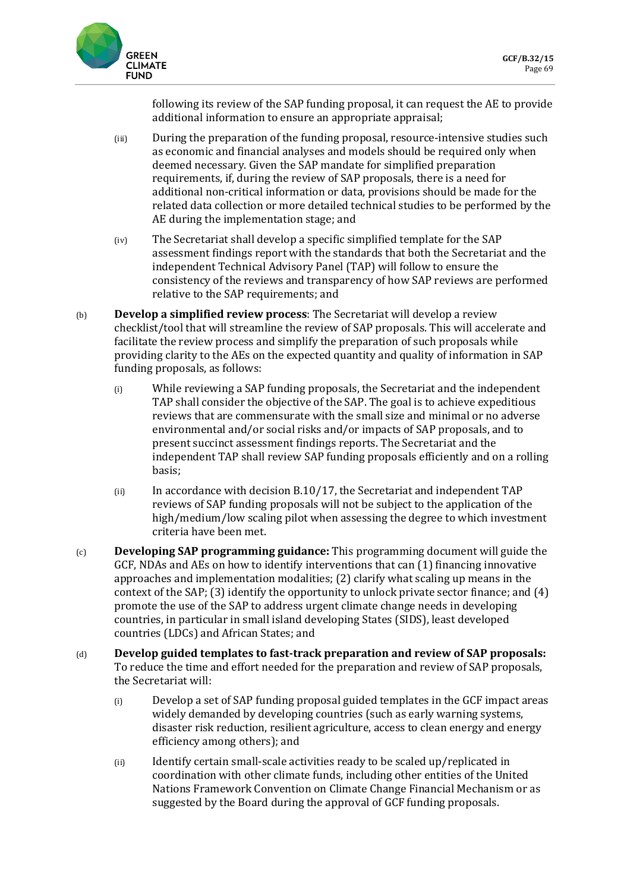following its review of the SAP funding proposal, it can request the AE to provide additional information to ensure an appropriate appraisal;

(iii) During the preparation of the funding proposal, resource-intensive studies such as economic and financial analyses and models should be required only when deemed necessary. Given the SAP mandate for simplified preparation requirements, if, during the review of SAP proposals, there is a need for additional non-critical information or data, provisions should be made for the related data collection or more detailed technical studies to be performed by the AE during the implementation stage; and

(iv) The Secretariat shall develop a specific simplified template for the SAP assessment findings report with the standards that both the Secretariat and the independent Technical Advisory Panel (TAP) will follow to ensure the consistency of the reviews and transparency of how SAP reviews are performed relative to the SAP requirements; and

(b) **Develop a simplified review process**: The Secretariat will develop a review checklist/tool that will streamline the review of SAP proposals. This will accelerate and facilitate the review process and simplify the preparation of such proposals while providing clarity to the AEs on the expected quantity and quality of information in SAP funding proposals, as follows:

(i) While reviewing a SAP funding proposals, the Secretariat and the independent TAP shall consider the objective of the SAP. The goal is to achieve expeditious reviews that are commensurate with the small size and minimal or no adverse environmental and/or social risks and/or impacts of SAP proposals, and to present succinct assessment findings reports. The Secretariat and the independent TAP shall review SAP funding proposals efficiently and on a rolling basis;

(ii) In accordance with decision B.10/17, the Secretariat and independent TAP reviews of SAP funding proposals will not be subject to the application of the high/medium/low scaling pilot when assessing the degree to which investment criteria have been met.

(c) **Developing SAP programming guidance:** This programming document will guide the GCF, NDAs and AEs on how to identify interventions that can (1) financing innovative approaches and implementation modalities; (2) clarify what scaling up means in the context of the SAP; (3) identify the opportunity to unlock private sector finance; and (4) promote the use of the SAP to address urgent climate change needs in developing countries, in particular in small island developing States (SIDS), least developed countries (LDCs) and African States; and

(d) **Develop guided templates to fast-track preparation and review of SAP proposals:** To reduce the time and effort needed for the preparation and review of SAP proposals, the Secretariat will:

(i) Develop a set of SAP funding proposal guided templates in the GCF impact areas widely demanded by developing countries (such as early warning systems, disaster risk reduction, resilient agriculture, access to clean energy and energy efficiency among others); and

(ii) Identify certain small-scale activities ready to be scaled up/replicated in coordination with other climate funds, including other entities of the United Nations Framework Convention on Climate Change Financial Mechanism or as suggested by the Board during the approval of GCF funding proposals.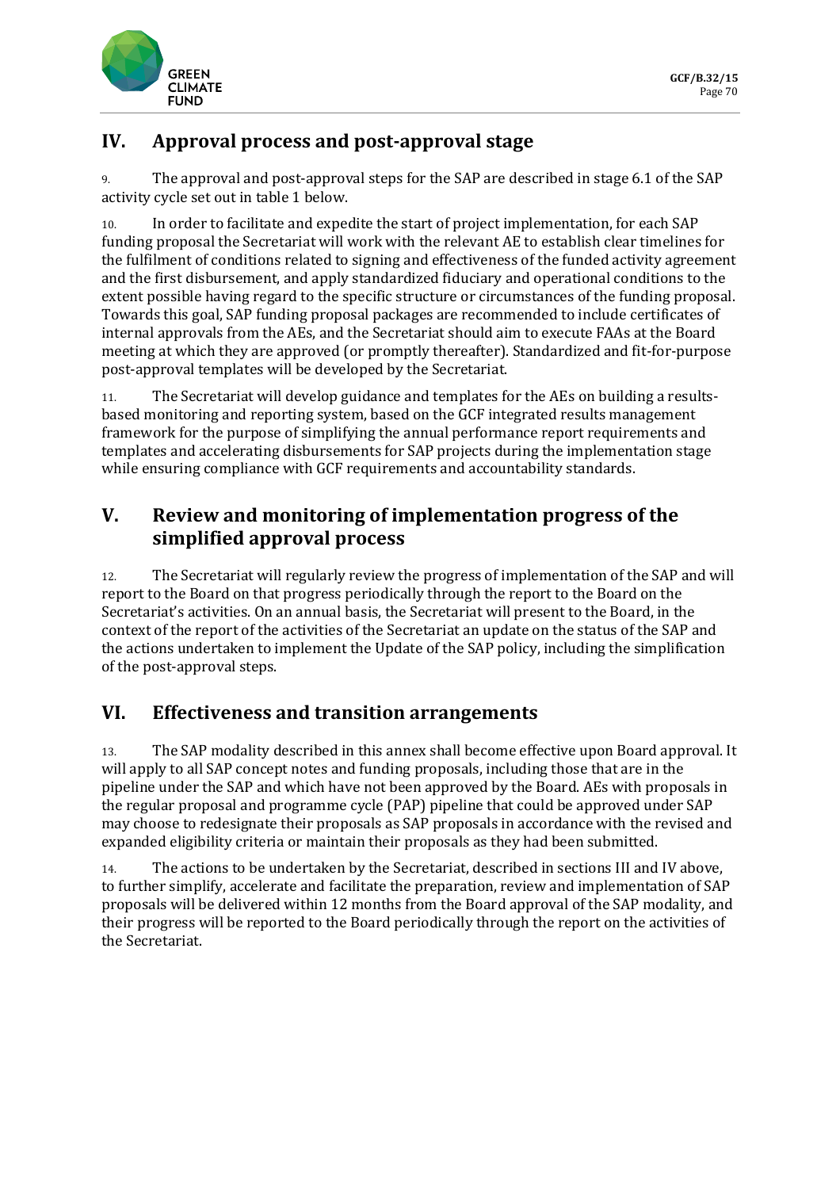## IV. Approval process and post-approval stage

9. The approval and post-approval steps for the SAP are described in stage 6.1 of the SAP activity cycle set out in table 1 below.

10. In order to facilitate and expedite the start of project implementation, for each SAP funding proposal the Secretariat will work with the relevant AE to establish clear timelines for the fulfilment of conditions related to signing and effectiveness of the funded activity agreement and the first disbursement, and apply standardized fiduciary and operational conditions to the extent possible having regard to the specific structure or circumstances of the funding proposal. Towards this goal, SAP funding proposal packages are recommended to include certificates of internal approvals from the AEs, and the Secretariat should aim to execute FAAs at the Board meeting at which they are approved (or promptly thereafter). Standardized and fit-for-purpose post-approval templates will be developed by the Secretariat.

11. The Secretariat will develop guidance and templates for the AEs on building a results-based monitoring and reporting system, based on the GCF integrated results management framework for the purpose of simplifying the annual performance report requirements and templates and accelerating disbursements for SAP projects during the implementation stage while ensuring compliance with GCF requirements and accountability standards.

## V. Review and monitoring of implementation progress of the simplified approval process

12. The Secretariat will regularly review the progress of implementation of the SAP and will report to the Board on that progress periodically through the report to the Board on the Secretariat's activities. On an annual basis, the Secretariat will present to the Board, in the context of the report of the activities of the Secretariat an update on the status of the SAP and the actions undertaken to implement the Update of the SAP policy, including the simplification of the post-approval steps.

## VI. Effectiveness and transition arrangements

13. The SAP modality described in this annex shall become effective upon Board approval. It will apply to all SAP concept notes and funding proposals, including those that are in the pipeline under the SAP and which have not been approved by the Board. AEs with proposals in the regular proposal and programme cycle (PAP) pipeline that could be approved under SAP may choose to redesignate their proposals as SAP proposals in accordance with the revised and expanded eligibility criteria or maintain their proposals as they had been submitted.

14. The actions to be undertaken by the Secretariat, described in sections III and IV above, to further simplify, accelerate and facilitate the preparation, review and implementation of SAP proposals will be delivered within 12 months from the Board approval of the SAP modality, and their progress will be reported to the Board periodically through the report on the activities of the Secretariat.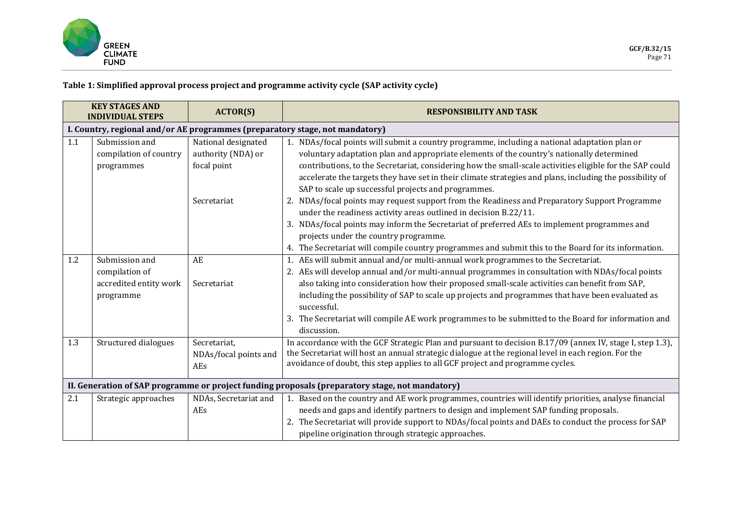**Table 1: Simplified approval process project and programme activity cycle (SAP activity cycle)**

| KEY STAGES AND INDIVIDUAL STEPS | | ACTOR(S) | RESPONSIBILITY AND TASK |
|---|---|---|---|
| **I. Country, regional and/or AE programmes (preparatory stage, not mandatory)** | | | |
| 1.1 | Submission and compilation of country programmes | National designated authority (NDA) or focal point<br><br>Secretariat | 1. NDAs/focal points will submit a country programme, including a national adaptation plan or voluntary adaptation plan and appropriate elements of the country's nationally determined contributions, to the Secretariat, considering how the small-scale activities eligible for the SAP could accelerate the targets they have set in their climate strategies and plans, including the possibility of SAP to scale up successful projects and programmes.<br>2. NDAs/focal points may request support from the Readiness and Preparatory Support Programme under the readiness activity areas outlined in decision B.22/11.<br>3. NDAs/focal points may inform the Secretariat of preferred AEs to implement programmes and projects under the country programme.<br>4. The Secretariat will compile country programmes and submit this to the Board for its information. |
| 1.2 | Submission and compilation of accredited entity work programme | AE<br><br>Secretariat | 1. AEs will submit annual and/or multi-annual work programmes to the Secretariat.<br>2. AEs will develop annual and/or multi-annual programmes in consultation with NDAs/focal points also taking into consideration how their proposed small-scale activities can benefit from SAP, including the possibility of SAP to scale up projects and programmes that have been evaluated as successful.<br>3. The Secretariat will compile AE work programmes to be submitted to the Board for information and discussion. |
| 1.3 | Structured dialogues | Secretariat, NDAs/focal points and AEs | In accordance with the GCF Strategic Plan and pursuant to decision B.17/09 (annex IV, stage I, step 1.3), the Secretariat will host an annual strategic dialogue at the regional level in each region. For the avoidance of doubt, this step applies to all GCF project and programme cycles. |
| **II. Generation of SAP programme or project funding proposals (preparatory stage, not mandatory)** | | | |
| 2.1 | Strategic approaches | NDAs, Secretariat and AEs | 1. Based on the country and AE work programmes, countries will identify priorities, analyse financial needs and gaps and identify partners to design and implement SAP funding proposals.<br>2. The Secretariat will provide support to NDAs/focal points and DAEs to conduct the process for SAP pipeline origination through strategic approaches. |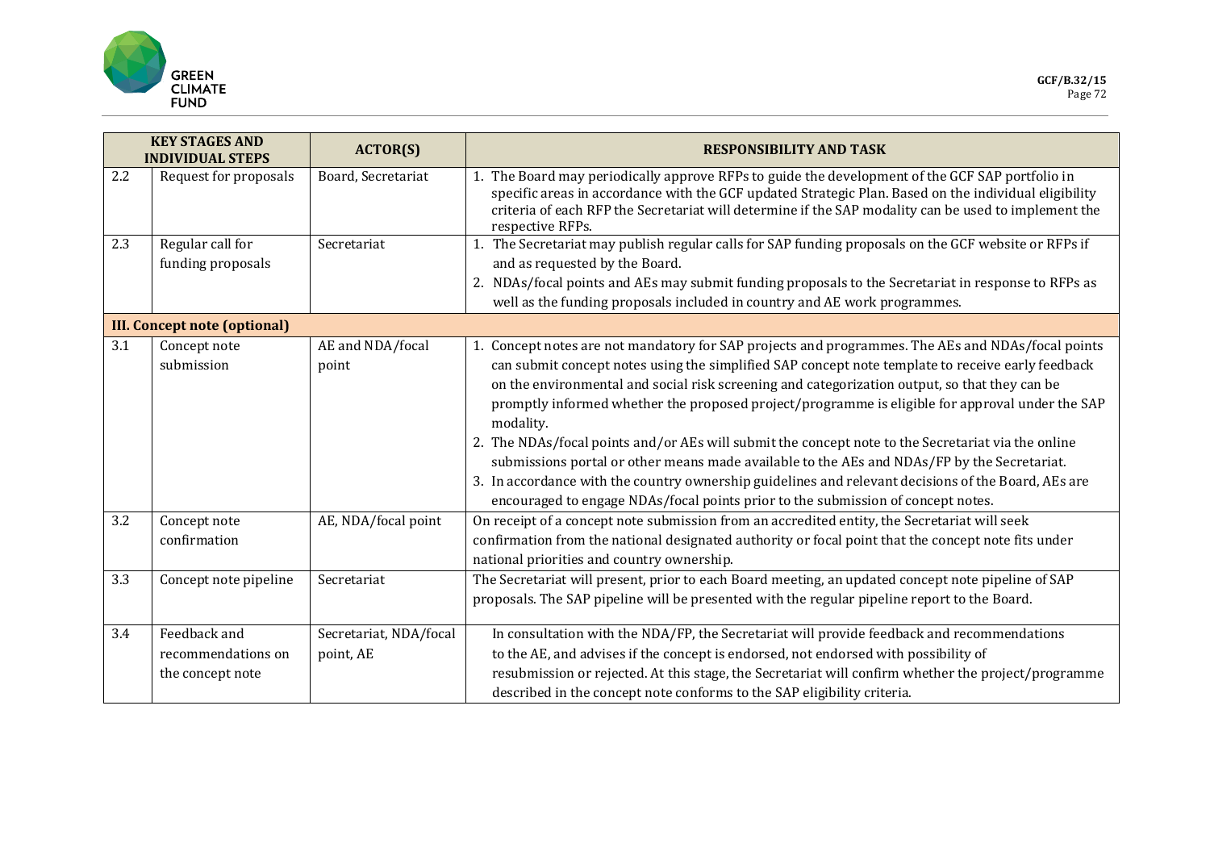| KEY STAGES AND INDIVIDUAL STEPS | | ACTOR(S) | RESPONSIBILITY AND TASK |
|---|---|---|---|
| 2.2 | Request for proposals | Board, Secretariat | 1. The Board may periodically approve RFPs to guide the development of the GCF SAP portfolio in specific areas in accordance with the GCF updated Strategic Plan. Based on the individual eligibility criteria of each RFP the Secretariat will determine if the SAP modality can be used to implement the respective RFPs. |
| 2.3 | Regular call for funding proposals | Secretariat | 1. The Secretariat may publish regular calls for SAP funding proposals on the GCF website or RFPs if and as requested by the Board.<br>2. NDAs/focal points and AEs may submit funding proposals to the Secretariat in response to RFPs as well as the funding proposals included in country and AE work programmes. |
| **III. Concept note (optional)** | | | |
| 3.1 | Concept note submission | AE and NDA/focal point | 1. Concept notes are not mandatory for SAP projects and programmes. The AEs and NDAs/focal points can submit concept notes using the simplified SAP concept note template to receive early feedback on the environmental and social risk screening and categorization output, so that they can be promptly informed whether the proposed project/programme is eligible for approval under the SAP modality.<br>2. The NDAs/focal points and/or AEs will submit the concept note to the Secretariat via the online submissions portal or other means made available to the AEs and NDAs/FP by the Secretariat.<br>3. In accordance with the country ownership guidelines and relevant decisions of the Board, AEs are encouraged to engage NDAs/focal points prior to the submission of concept notes. |
| 3.2 | Concept note confirmation | AE, NDA/focal point | On receipt of a concept note submission from an accredited entity, the Secretariat will seek confirmation from the national designated authority or focal point that the concept note fits under national priorities and country ownership. |
| 3.3 | Concept note pipeline | Secretariat | The Secretariat will present, prior to each Board meeting, an updated concept note pipeline of SAP proposals. The SAP pipeline will be presented with the regular pipeline report to the Board. |
| 3.4 | Feedback and recommendations on the concept note | Secretariat, NDA/focal point, AE | In consultation with the NDA/FP, the Secretariat will provide feedback and recommendations to the AE, and advises if the concept is endorsed, not endorsed with possibility of resubmission or rejected. At this stage, the Secretariat will confirm whether the project/programme described in the concept note conforms to the SAP eligibility criteria. |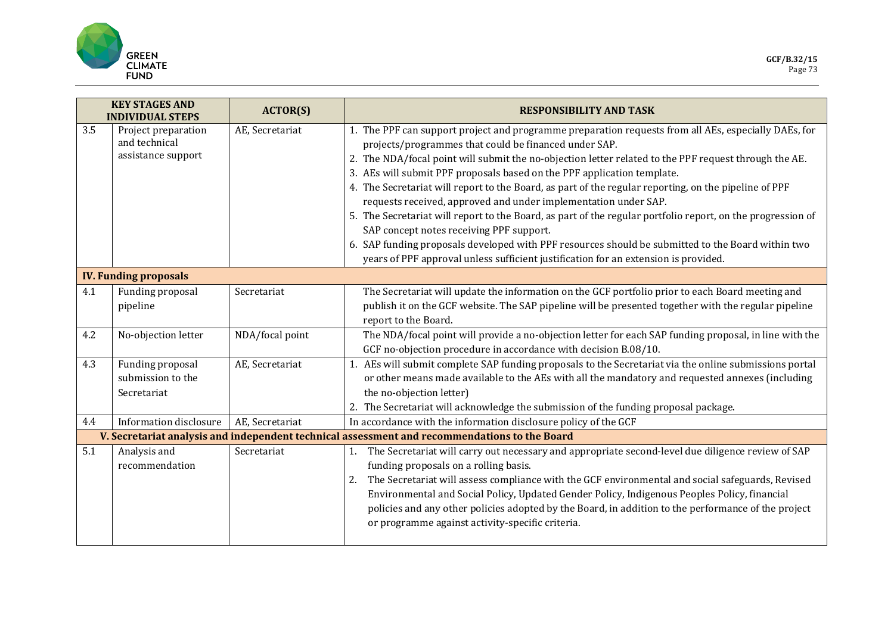| KEY STAGES AND INDIVIDUAL STEPS | | ACTOR(S) | RESPONSIBILITY AND TASK |
|---|---|---|---|
| 3.5 | Project preparation and technical assistance support | AE, Secretariat | 1. The PPF can support project and programme preparation requests from all AEs, especially DAEs, for projects/programmes that could be financed under SAP.<br>2. The NDA/focal point will submit the no-objection letter related to the PPF request through the AE.<br>3. AEs will submit PPF proposals based on the PPF application template.<br>4. The Secretariat will report to the Board, as part of the regular reporting, on the pipeline of PPF requests received, approved and under implementation under SAP.<br>5. The Secretariat will report to the Board, as part of the regular portfolio report, on the progression of SAP concept notes receiving PPF support.<br>6. SAP funding proposals developed with PPF resources should be submitted to the Board within two years of PPF approval unless sufficient justification for an extension is provided. |
| **IV. Funding proposals** | | | |
| 4.1 | Funding proposal pipeline | Secretariat | The Secretariat will update the information on the GCF portfolio prior to each Board meeting and publish it on the GCF website. The SAP pipeline will be presented together with the regular pipeline report to the Board. |
| 4.2 | No-objection letter | NDA/focal point | The NDA/focal point will provide a no-objection letter for each SAP funding proposal, in line with the GCF no-objection procedure in accordance with decision B.08/10. |
| 4.3 | Funding proposal submission to the Secretariat | AE, Secretariat | 1. AEs will submit complete SAP funding proposals to the Secretariat via the online submissions portal or other means made available to the AEs with all the mandatory and requested annexes (including the no-objection letter)<br>2. The Secretariat will acknowledge the submission of the funding proposal package. |
| 4.4 | Information disclosure | AE, Secretariat | In accordance with the information disclosure policy of the GCF |
| **V. Secretariat analysis and independent technical assessment and recommendations to the Board** | | | |
| 5.1 | Analysis and recommendation | Secretariat | 1. The Secretariat will carry out necessary and appropriate second-level due diligence review of SAP funding proposals on a rolling basis.<br>2. The Secretariat will assess compliance with the GCF environmental and social safeguards, Revised Environmental and Social Policy, Updated Gender Policy, Indigenous Peoples Policy, financial policies and any other policies adopted by the Board, in addition to the performance of the project or programme against activity-specific criteria. |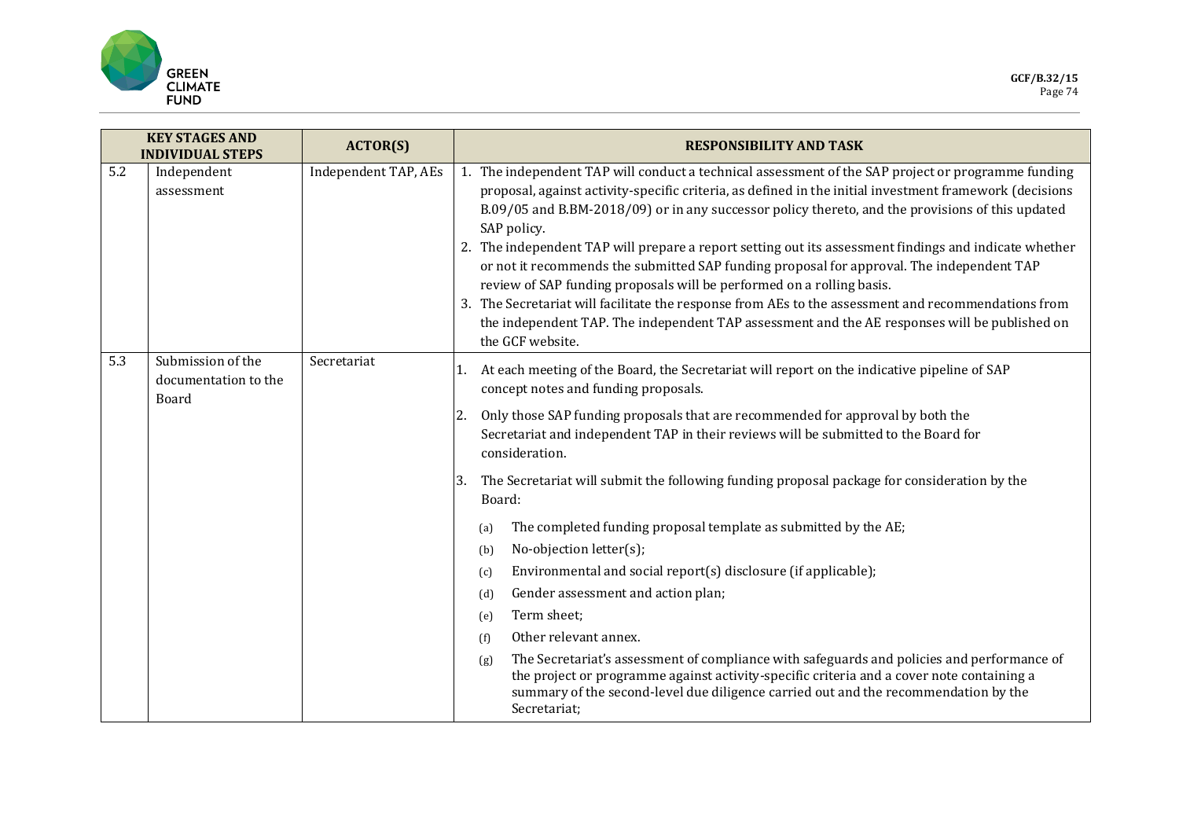| KEY STAGES AND INDIVIDUAL STEPS | | ACTOR(S) | RESPONSIBILITY AND TASK |
|---|---|---|---|
| 5.2 | Independent assessment | Independent TAP, AEs | 1. The independent TAP will conduct a technical assessment of the SAP project or programme funding proposal, against activity-specific criteria, as defined in the initial investment framework (decisions B.09/05 and B.BM-2018/09) or in any successor policy thereto, and the provisions of this updated SAP policy.<br>2. The independent TAP will prepare a report setting out its assessment findings and indicate whether or not it recommends the submitted SAP funding proposal for approval. The independent TAP review of SAP funding proposals will be performed on a rolling basis.<br>3. The Secretariat will facilitate the response from AEs to the assessment and recommendations from the independent TAP. The independent TAP assessment and the AE responses will be published on the GCF website. |
| 5.3 | Submission of the documentation to the Board | Secretariat | 1. At each meeting of the Board, the Secretariat will report on the indicative pipeline of SAP concept notes and funding proposals.<br>2. Only those SAP funding proposals that are recommended for approval by both the Secretariat and independent TAP in their reviews will be submitted to the Board for consideration.<br>3. The Secretariat will submit the following funding proposal package for consideration by the Board:<br>(a) The completed funding proposal template as submitted by the AE;<br>(b) No-objection letter(s);<br>(c) Environmental and social report(s) disclosure (if applicable);<br>(d) Gender assessment and action plan;<br>(e) Term sheet;<br>(f) Other relevant annex.<br>(g) The Secretariat's assessment of compliance with safeguards and policies and performance of the project or programme against activity-specific criteria and a cover note containing a summary of the second-level due diligence carried out and the recommendation by the Secretariat; |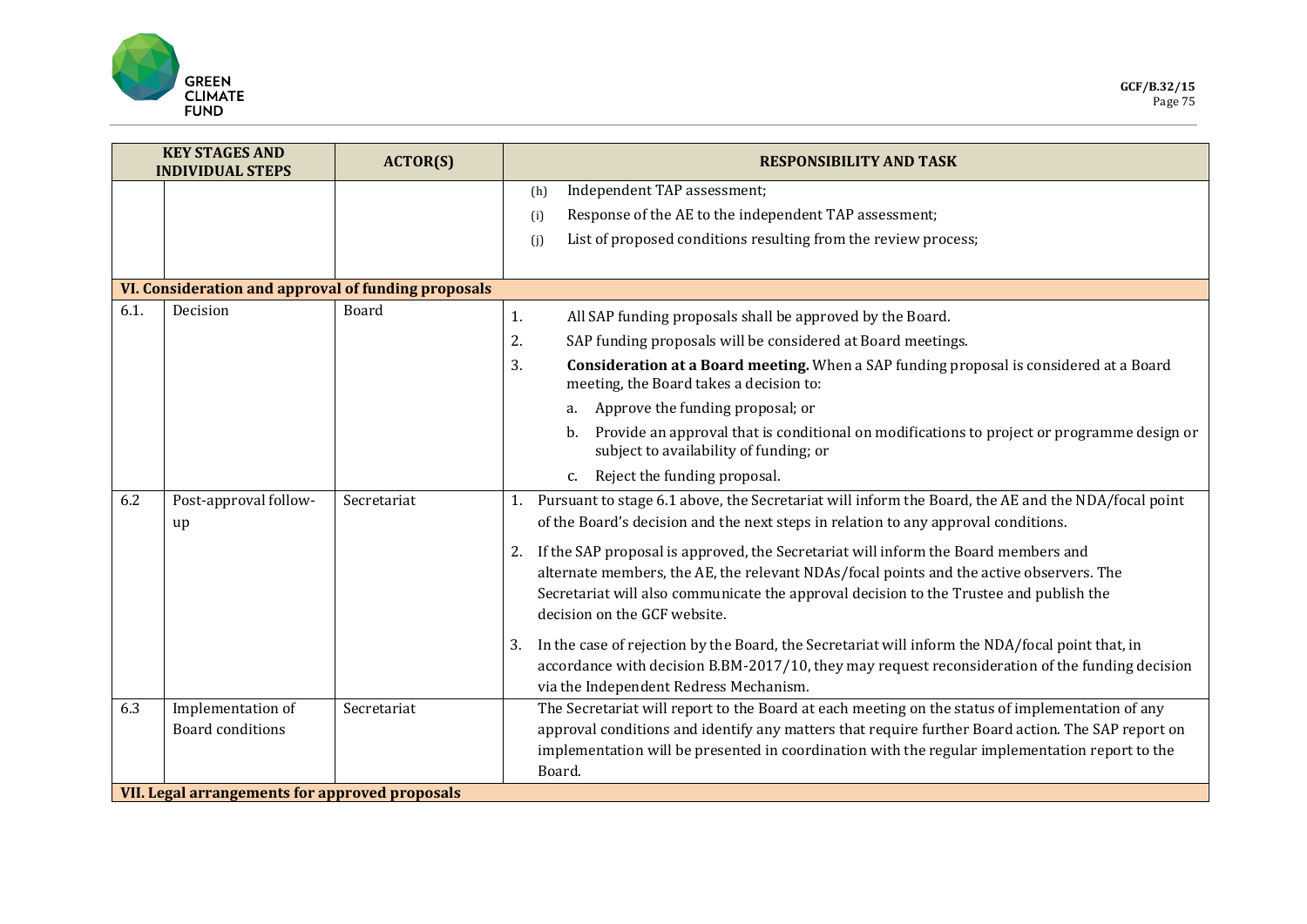| KEY STAGES AND INDIVIDUAL STEPS | | ACTOR(S) | RESPONSIBILITY AND TASK |
|---|---|---|---|
| | | | (h) Independent TAP assessment;<br>(i) Response of the AE to the independent TAP assessment;<br>(j) List of proposed conditions resulting from the review process; |
| **VI. Consideration and approval of funding proposals** | | | |
| 6.1. | Decision | Board | 1. All SAP funding proposals shall be approved by the Board.<br>2. SAP funding proposals will be considered at Board meetings.<br>3. **Consideration at a Board meeting.** When a SAP funding proposal is considered at a Board meeting, the Board takes a decision to:<br>a. Approve the funding proposal; or<br>b. Provide an approval that is conditional on modifications to project or programme design or subject to availability of funding; or<br>c. Reject the funding proposal. |
| 6.2 | Post-approval follow-up | Secretariat | 1. Pursuant to stage 6.1 above, the Secretariat will inform the Board, the AE and the NDA/focal point of the Board's decision and the next steps in relation to any approval conditions.<br>2. If the SAP proposal is approved, the Secretariat will inform the Board members and alternate members, the AE, the relevant NDAs/focal points and the active observers. The Secretariat will also communicate the approval decision to the Trustee and publish the decision on the GCF website.<br>3. In the case of rejection by the Board, the Secretariat will inform the NDA/focal point that, in accordance with decision B.BM-2017/10, they may request reconsideration of the funding decision via the Independent Redress Mechanism. |
| 6.3 | Implementation of Board conditions | Secretariat | The Secretariat will report to the Board at each meeting on the status of implementation of any approval conditions and identify any matters that require further Board action. The SAP report on implementation will be presented in coordination with the regular implementation report to the Board. |
| **VII. Legal arrangements for approved proposals** | | | |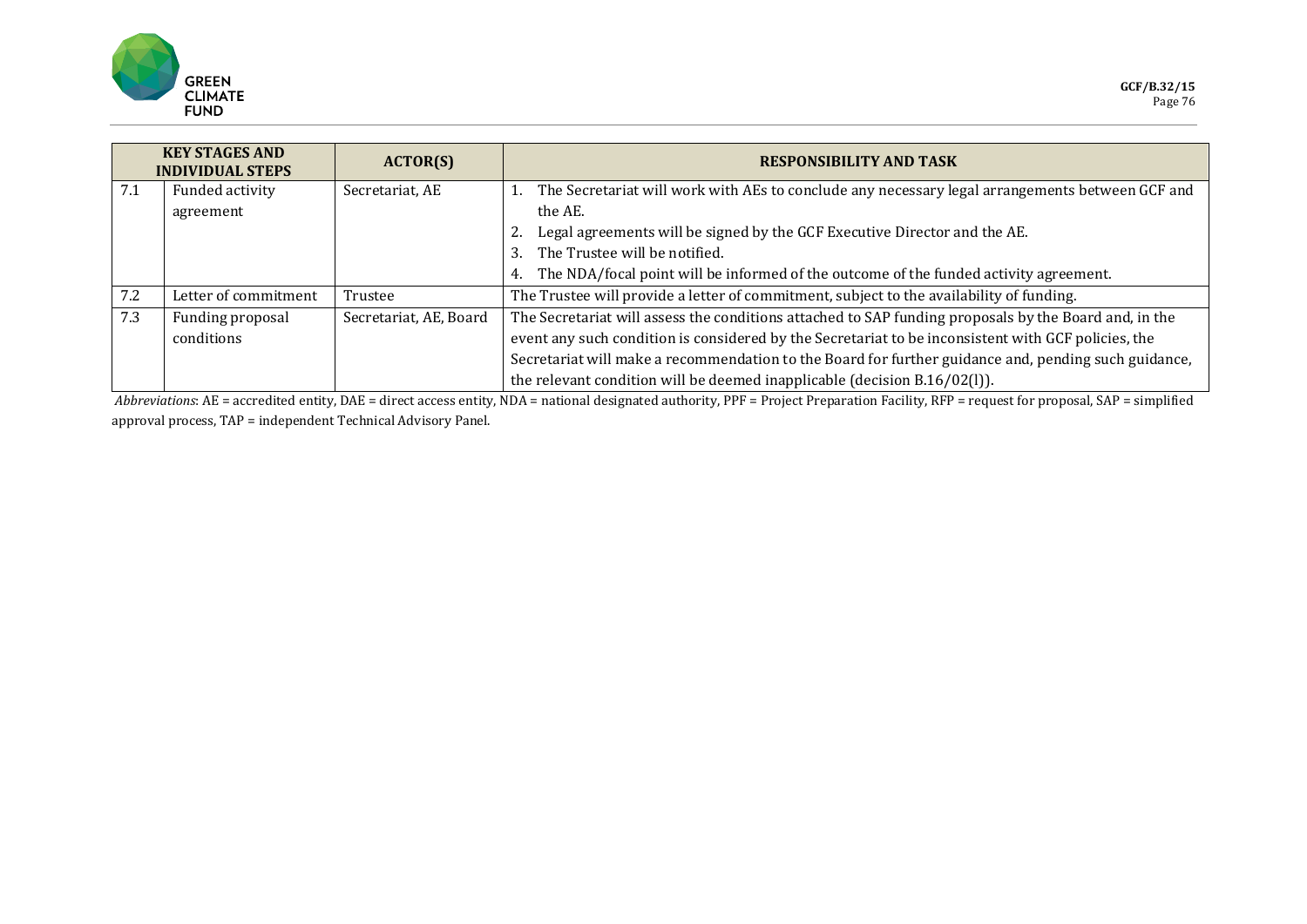| KEY STAGES AND INDIVIDUAL STEPS | | ACTOR(S) | RESPONSIBILITY AND TASK |
|---|---|---|---|
| 7.1 | Funded activity agreement | Secretariat, AE | 1. The Secretariat will work with AEs to conclude any necessary legal arrangements between GCF and the AE.<br>2. Legal agreements will be signed by the GCF Executive Director and the AE.<br>3. The Trustee will be notified.<br>4. The NDA/focal point will be informed of the outcome of the funded activity agreement. |
| 7.2 | Letter of commitment | Trustee | The Trustee will provide a letter of commitment, subject to the availability of funding. |
| 7.3 | Funding proposal conditions | Secretariat, AE, Board | The Secretariat will assess the conditions attached to SAP funding proposals by the Board and, in the event any such condition is considered by the Secretariat to be inconsistent with GCF policies, the Secretariat will make a recommendation to the Board for further guidance and, pending such guidance, the relevant condition will be deemed inapplicable (decision B.16/02(l)). |

*Abbreviations*: AE = accredited entity, DAE = direct access entity, NDA = national designated authority, PPF = Project Preparation Facility, RFP = request for proposal, SAP = simplified approval process, TAP = independent Technical Advisory Panel.